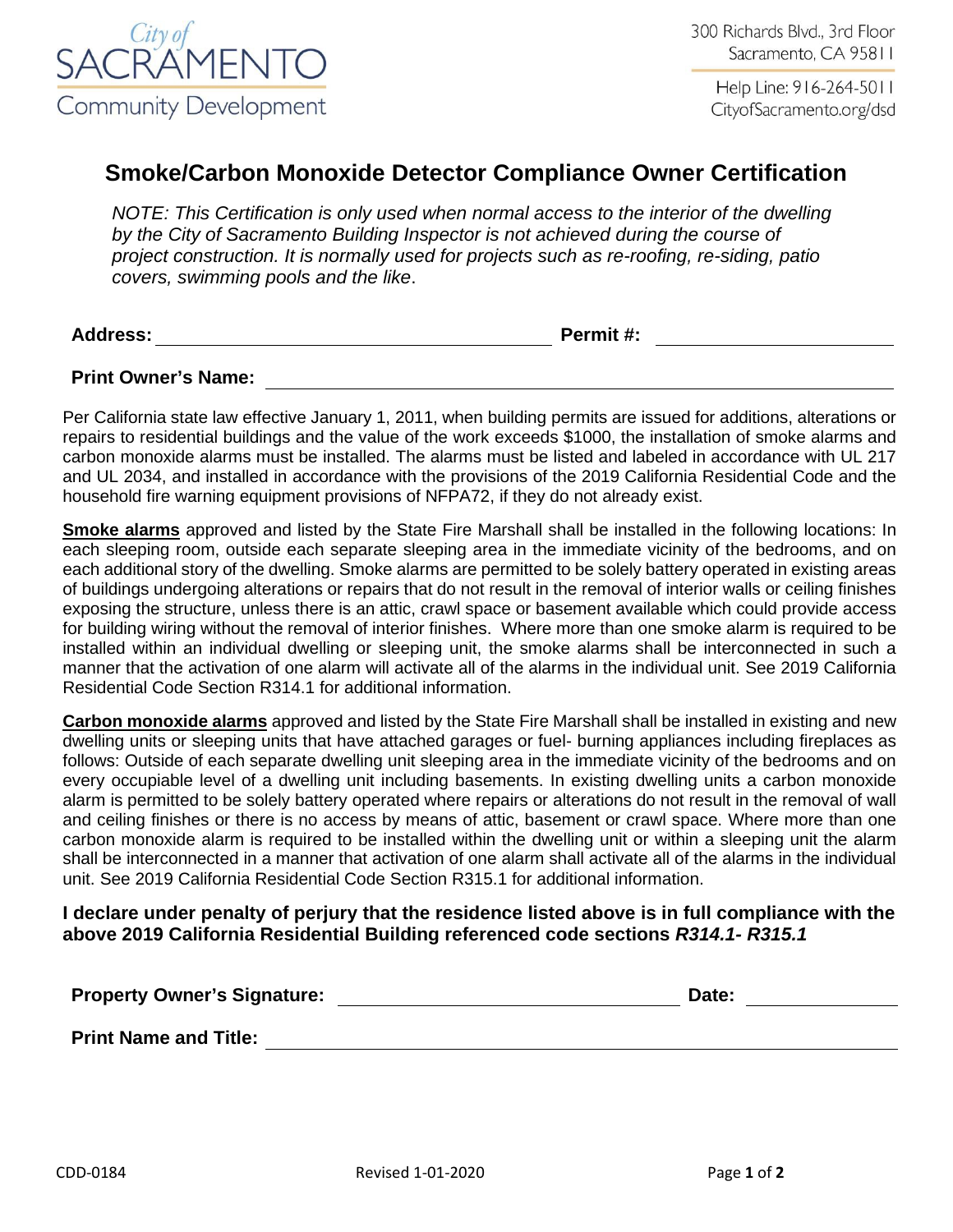City of SACRAMENTO Community Development

300 Richards Blvd., 3rd Floor
Sacramento, CA 95811

Help Line: 916-264-5011
CityofSacramento.org/dsd

# Smoke/Carbon Monoxide Detector Compliance Owner Certification

*NOTE: This Certification is only used when normal access to the interior of the dwelling by the City of Sacramento Building Inspector is not achieved during the course of project construction. It is normally used for projects such as re-roofing, re-siding, patio covers, swimming pools and the like*.

**Address:** ______________________________ **Permit #:** ____________________

**Print Owner's Name:** ______________________________________________

Per California state law effective January 1, 2011, when building permits are issued for additions, alterations or repairs to residential buildings and the value of the work exceeds $1000, the installation of smoke alarms and carbon monoxide alarms must be installed. The alarms must be listed and labeled in accordance with UL 217 and UL 2034, and installed in accordance with the provisions of the 2019 California Residential Code and the household fire warning equipment provisions of NFPA72, if they do not already exist.

**Smoke alarms** approved and listed by the State Fire Marshall shall be installed in the following locations: In each sleeping room, outside each separate sleeping area in the immediate vicinity of the bedrooms, and on each additional story of the dwelling. Smoke alarms are permitted to be solely battery operated in existing areas of buildings undergoing alterations or repairs that do not result in the removal of interior walls or ceiling finishes exposing the structure, unless there is an attic, crawl space or basement available which could provide access for building wiring without the removal of interior finishes. Where more than one smoke alarm is required to be installed within an individual dwelling or sleeping unit, the smoke alarms shall be interconnected in such a manner that the activation of one alarm will activate all of the alarms in the individual unit. See 2019 California Residential Code Section R314.1 for additional information.

**Carbon monoxide alarms** approved and listed by the State Fire Marshall shall be installed in existing and new dwelling units or sleeping units that have attached garages or fuel- burning appliances including fireplaces as follows: Outside of each separate dwelling unit sleeping area in the immediate vicinity of the bedrooms and on every occupiable level of a dwelling unit including basements. In existing dwelling units a carbon monoxide alarm is permitted to be solely battery operated where repairs or alterations do not result in the removal of wall and ceiling finishes or there is no access by means of attic, basement or crawl space. Where more than one carbon monoxide alarm is required to be installed within the dwelling unit or within a sleeping unit the alarm shall be interconnected in a manner that activation of one alarm shall activate all of the alarms in the individual unit. See 2019 California Residential Code Section R315.1 for additional information.

**I declare under penalty of perjury that the residence listed above is in full compliance with the above 2019 California Residential Building referenced code sections *R314.1- R315.1***

**Property Owner's Signature:** ______________________________ **Date:** ______________

**Print Name and Title:** ______________________________________________

CDD-0184 Revised 1-01-2020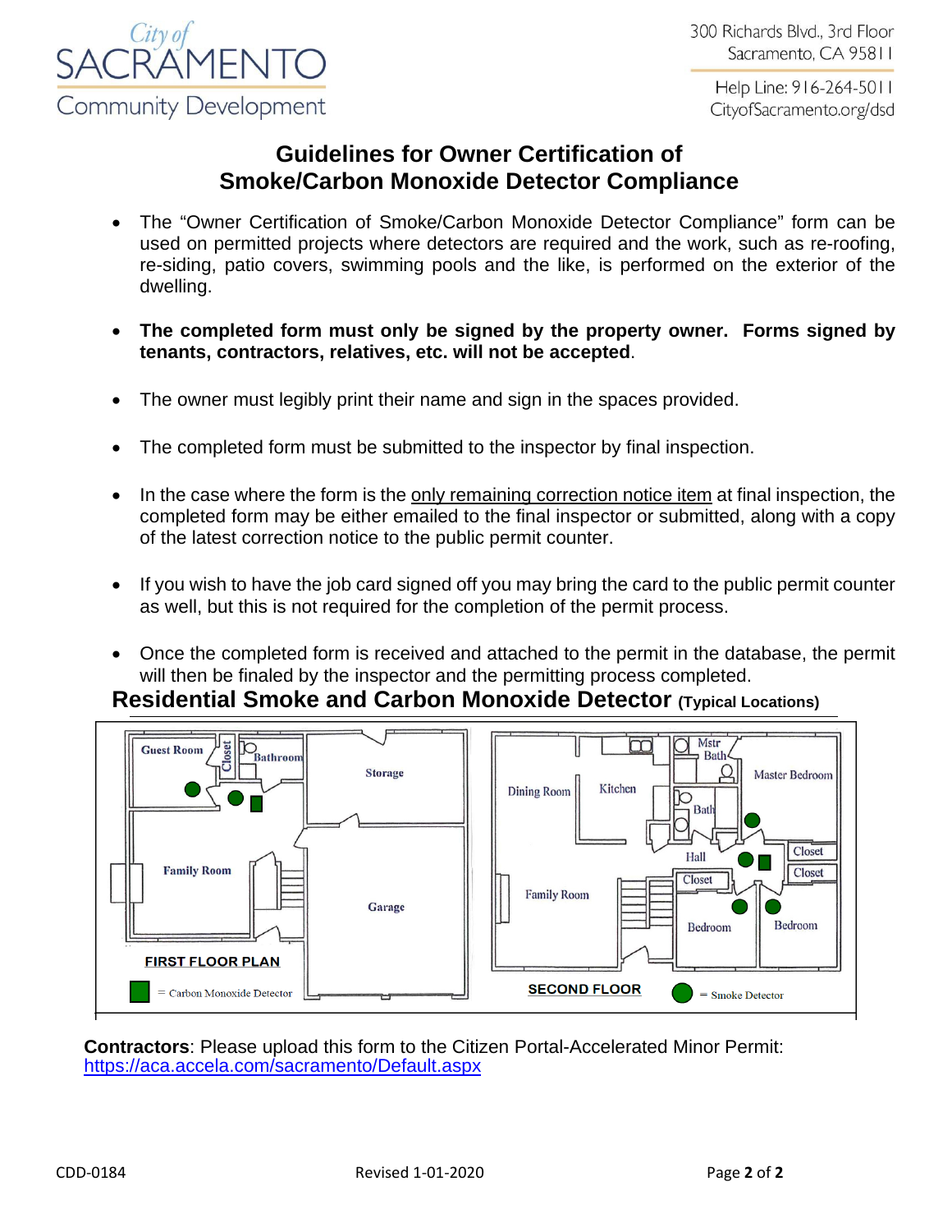City of SACRAMENTO Community Development

300 Richards Blvd., 3rd Floor
Sacramento, CA 95811

Help Line: 916-264-5011
CityofSacramento.org/dsd

# Guidelines for Owner Certification of Smoke/Carbon Monoxide Detector Compliance

- The "Owner Certification of Smoke/Carbon Monoxide Detector Compliance" form can be used on permitted projects where detectors are required and the work, such as re-roofing, re-siding, patio covers, swimming pools and the like, is performed on the exterior of the dwelling.
- **The completed form must only be signed by the property owner. Forms signed by tenants, contractors, relatives, etc. will not be accepted**.
- The owner must legibly print their name and sign in the spaces provided.
- The completed form must be submitted to the inspector by final inspection.
- In the case where the form is the only remaining correction notice item at final inspection, the completed form may be either emailed to the final inspector or submitted, along with a copy of the latest correction notice to the public permit counter.
- If you wish to have the job card signed off you may bring the card to the public permit counter as well, but this is not required for the completion of the permit process.
- Once the completed form is received and attached to the permit in the database, the permit will then be finaled by the inspector and the permitting process completed.

## Residential Smoke and Carbon Monoxide Detector (Typical Locations)

Guest Room
Closet
Bathroom
Storage
Family Room
Garage
FIRST FLOOR PLAN
= Carbon Monoxide Detector

Dining Room
Kitchen
Mstr Bath
Master Bedroom
Bath
Hall
Closet
Closet
Closet
Family Room
Bedroom
Bedroom
SECOND FLOOR
= Smoke Detector

**Contractors**: Please upload this form to the Citizen Portal-Accelerated Minor Permit: https://aca.accela.com/sacramento/Default.aspx

CDD-0184 Revised 1-01-2020